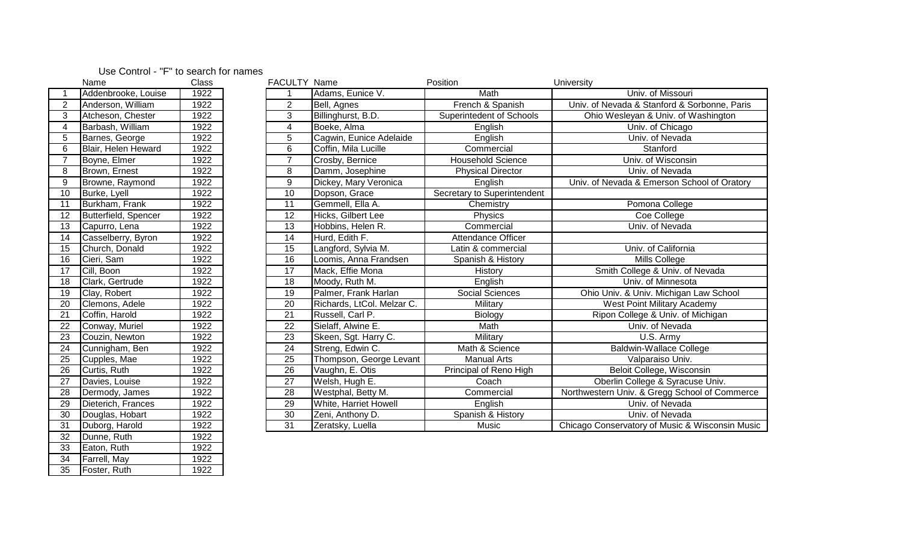Use Control - "F" to search for names

| | Name | Class |
|---|---|---|
| 1 | Addenbrooke, Louise | 1922 |
| 2 | Anderson, William | 1922 |
| 3 | Atcheson, Chester | 1922 |
| 4 | Barbash, William | 1922 |
| 5 | Barnes, George | 1922 |
| 6 | Blair, Helen Heward | 1922 |
| 7 | Boyne, Elmer | 1922 |
| 8 | Brown, Ernest | 1922 |
| 9 | Browne, Raymond | 1922 |
| 10 | Burke, Lyell | 1922 |
| 11 | Burkham, Frank | 1922 |
| 12 | Butterfield, Spencer | 1922 |
| 13 | Capurro, Lena | 1922 |
| 14 | Casselberry, Byron | 1922 |
| 15 | Church, Donald | 1922 |
| 16 | Cieri, Sam | 1922 |
| 17 | Cill, Boon | 1922 |
| 18 | Clark, Gertrude | 1922 |
| 19 | Clay, Robert | 1922 |
| 20 | Clemons, Adele | 1922 |
| 21 | Coffin, Harold | 1922 |
| 22 | Conway, Muriel | 1922 |
| 23 | Couzin, Newton | 1922 |
| 24 | Cunnigham, Ben | 1922 |
| 25 | Cupples, Mae | 1922 |
| 26 | Curtis, Ruth | 1922 |
| 27 | Davies, Louise | 1922 |
| 28 | Dermody, James | 1922 |
| 29 | Dieterich, Frances | 1922 |
| 30 | Douglas, Hobart | 1922 |
| 31 | Duborg, Harold | 1922 |
| 32 | Dunne, Ruth | 1922 |
| 33 | Eaton, Ruth | 1922 |
| 34 | Farrell, May | 1922 |
| 35 | Foster, Ruth | 1922 |

| FACULTY | Name | Position | University |
|---|---|---|---|
| 1 | Adams, Eunice V. | Math | Univ. of Missouri |
| 2 | Bell, Agnes | French & Spanish | Univ. of Nevada & Stanford & Sorbonne, Paris |
| 3 | Billinghurst, B.D. | Superintedent of Schools | Ohio Wesleyan & Univ. of Washington |
| 4 | Boeke, Alma | English | Univ. of Chicago |
| 5 | Cagwin, Eunice Adelaide | English | Univ. of Nevada |
| 6 | Coffin, Mila Lucille | Commercial | Stanford |
| 7 | Crosby, Bernice | Household Science | Univ. of Wisconsin |
| 8 | Damm, Josephine | Physical Director | Univ. of Nevada |
| 9 | Dickey, Mary Veronica | English | Univ. of Nevada & Emerson School of Oratory |
| 10 | Dopson, Grace | Secretary to Superintendent | |
| 11 | Gemmell, Ella A. | Chemistry | Pomona College |
| 12 | Hicks, Gilbert Lee | Physics | Coe College |
| 13 | Hobbins, Helen R. | Commercial | Univ. of Nevada |
| 14 | Hurd, Edith F. | Attendance Officer | |
| 15 | Langford, Sylvia M. | Latin & commercial | Univ. of California |
| 16 | Loomis, Anna Frandsen | Spanish & History | Mills College |
| 17 | Mack, Effie Mona | History | Smith College & Univ. of Nevada |
| 18 | Moody, Ruth M. | English | Univ. of Minnesota |
| 19 | Palmer, Frank Harlan | Social Sciences | Ohio Univ. & Univ. Michigan Law School |
| 20 | Richards, LtCol. Melzar C. | Military | West Point Military Academy |
| 21 | Russell, Carl P. | Biology | Ripon College & Univ. of Michigan |
| 22 | Sielaff, Alwine E. | Math | Univ. of Nevada |
| 23 | Skeen, Sgt. Harry C. | Military | U.S. Army |
| 24 | Streng, Edwin C. | Math & Science | Baldwin-Wallace College |
| 25 | Thompson, George Levant | Manual Arts | Valparaiso Univ. |
| 26 | Vaughn, E. Otis | Principal of Reno High | Beloit College, Wisconsin |
| 27 | Welsh, Hugh E. | Coach | Oberlin College & Syracuse Univ. |
| 28 | Westphal, Betty M. | Commercial | Northwestern Univ. & Gregg School of Commerce |
| 29 | White, Harriet Howell | English | Univ. of Nevada |
| 30 | Zeni, Anthony D. | Spanish & History | Univ. of Nevada |
| 31 | Zeratsky, Luella | Music | Chicago Conservatory of Music & Wisconsin Music |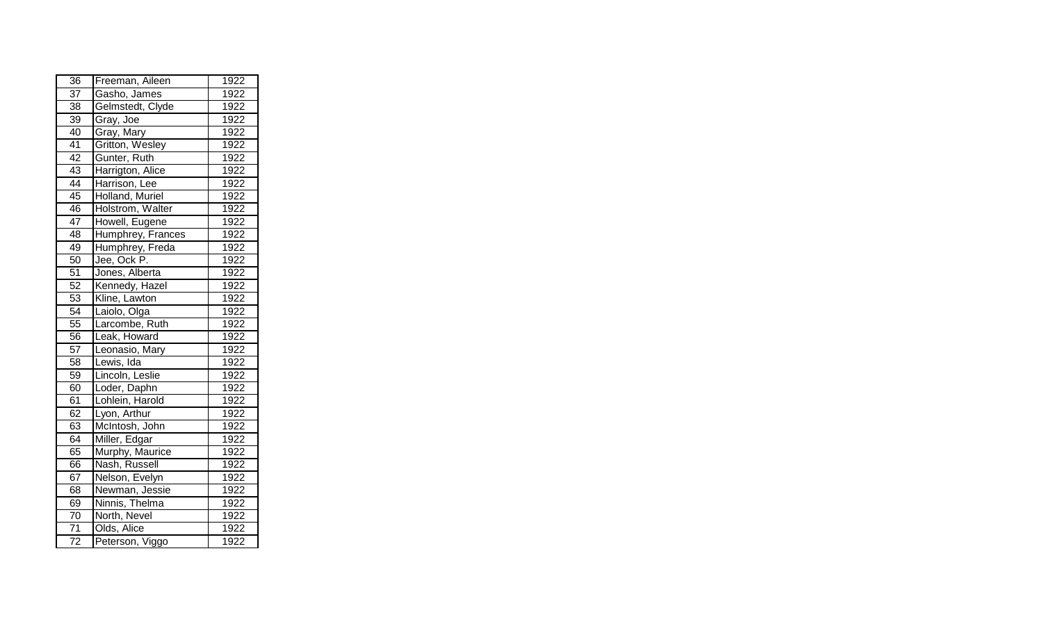| 36 | Freeman, Aileen | 1922 |
|---|---|---|
| 37 | Gasho, James | 1922 |
| 38 | Gelmstedt, Clyde | 1922 |
| 39 | Gray, Joe | 1922 |
| 40 | Gray, Mary | 1922 |
| 41 | Gritton, Wesley | 1922 |
| 42 | Gunter, Ruth | 1922 |
| 43 | Harrigton, Alice | 1922 |
| 44 | Harrison, Lee | 1922 |
| 45 | Holland, Muriel | 1922 |
| 46 | Holstrom, Walter | 1922 |
| 47 | Howell, Eugene | 1922 |
| 48 | Humphrey, Frances | 1922 |
| 49 | Humphrey, Freda | 1922 |
| 50 | Jee, Ock P. | 1922 |
| 51 | Jones, Alberta | 1922 |
| 52 | Kennedy, Hazel | 1922 |
| 53 | Kline, Lawton | 1922 |
| 54 | Laiolo, Olga | 1922 |
| 55 | Larcombe, Ruth | 1922 |
| 56 | Leak, Howard | 1922 |
| 57 | Leonasio, Mary | 1922 |
| 58 | Lewis, Ida | 1922 |
| 59 | Lincoln, Leslie | 1922 |
| 60 | Loder, Daphn | 1922 |
| 61 | Lohlein, Harold | 1922 |
| 62 | Lyon, Arthur | 1922 |
| 63 | McIntosh, John | 1922 |
| 64 | Miller, Edgar | 1922 |
| 65 | Murphy, Maurice | 1922 |
| 66 | Nash, Russell | 1922 |
| 67 | Nelson, Evelyn | 1922 |
| 68 | Newman, Jessie | 1922 |
| 69 | Ninnis, Thelma | 1922 |
| 70 | North, Nevel | 1922 |
| 71 | Olds, Alice | 1922 |
| 72 | Peterson, Viggo | 1922 |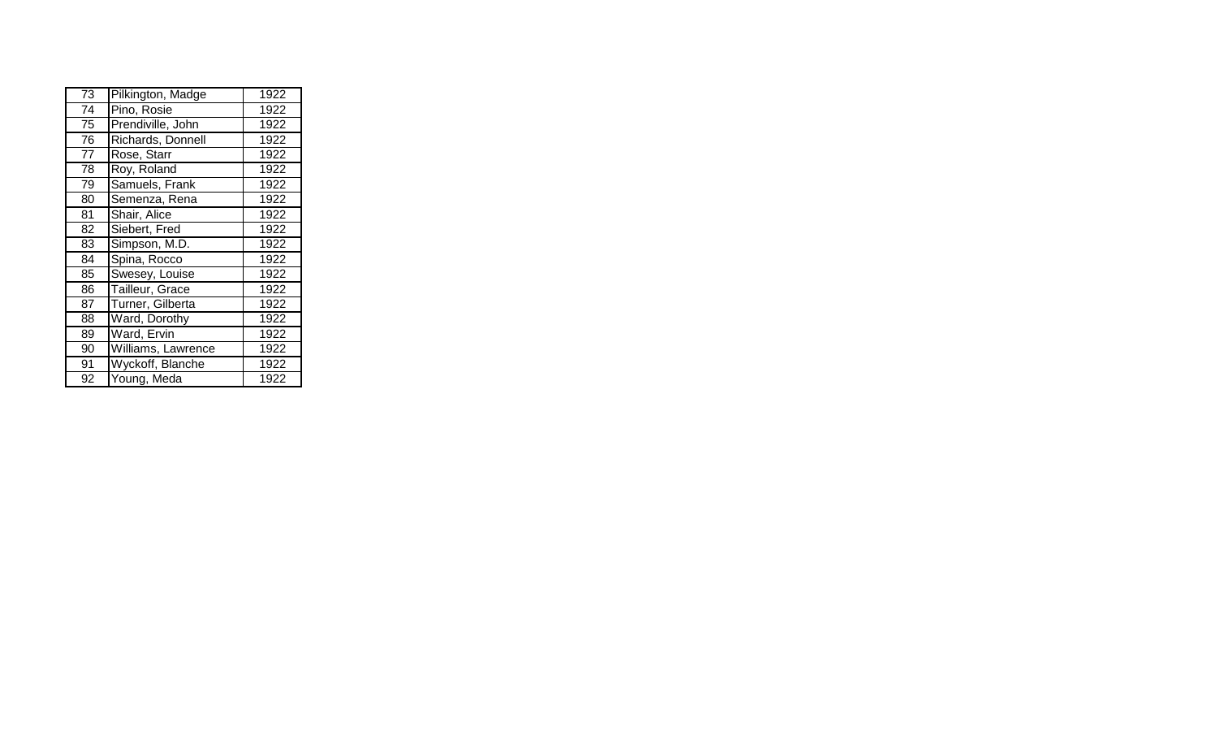| | | |
|---|---|---|
| 73 | Pilkington, Madge | 1922 |
| 74 | Pino, Rosie | 1922 |
| 75 | Prendiville, John | 1922 |
| 76 | Richards, Donnell | 1922 |
| 77 | Rose, Starr | 1922 |
| 78 | Roy, Roland | 1922 |
| 79 | Samuels, Frank | 1922 |
| 80 | Semenza, Rena | 1922 |
| 81 | Shair, Alice | 1922 |
| 82 | Siebert, Fred | 1922 |
| 83 | Simpson, M.D. | 1922 |
| 84 | Spina, Rocco | 1922 |
| 85 | Swesey, Louise | 1922 |
| 86 | Tailleur, Grace | 1922 |
| 87 | Turner, Gilberta | 1922 |
| 88 | Ward, Dorothy | 1922 |
| 89 | Ward, Ervin | 1922 |
| 90 | Williams, Lawrence | 1922 |
| 91 | Wyckoff, Blanche | 1922 |
| 92 | Young, Meda | 1922 |